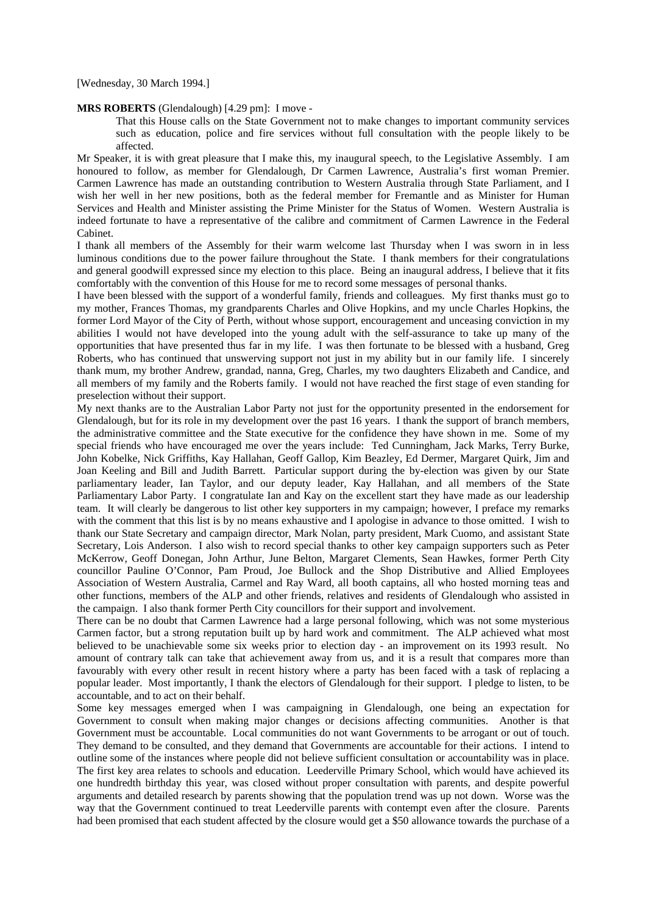[Wednesday, 30 March 1994.]

**MRS ROBERTS** (Glendalough) [4.29 pm]: I move -

> That this House calls on the State Government not to make changes to important community services such as education, police and fire services without full consultation with the people likely to be affected.

Mr Speaker, it is with great pleasure that I make this, my inaugural speech, to the Legislative Assembly. I am honoured to follow, as member for Glendalough, Dr Carmen Lawrence, Australia's first woman Premier. Carmen Lawrence has made an outstanding contribution to Western Australia through State Parliament, and I wish her well in her new positions, both as the federal member for Fremantle and as Minister for Human Services and Health and Minister assisting the Prime Minister for the Status of Women. Western Australia is indeed fortunate to have a representative of the calibre and commitment of Carmen Lawrence in the Federal Cabinet.

I thank all members of the Assembly for their warm welcome last Thursday when I was sworn in in less luminous conditions due to the power failure throughout the State. I thank members for their congratulations and general goodwill expressed since my election to this place. Being an inaugural address, I believe that it fits comfortably with the convention of this House for me to record some messages of personal thanks.

I have been blessed with the support of a wonderful family, friends and colleagues. My first thanks must go to my mother, Frances Thomas, my grandparents Charles and Olive Hopkins, and my uncle Charles Hopkins, the former Lord Mayor of the City of Perth, without whose support, encouragement and unceasing conviction in my abilities I would not have developed into the young adult with the self-assurance to take up many of the opportunities that have presented thus far in my life. I was then fortunate to be blessed with a husband, Greg Roberts, who has continued that unswerving support not just in my ability but in our family life. I sincerely thank mum, my brother Andrew, grandad, nanna, Greg, Charles, my two daughters Elizabeth and Candice, and all members of my family and the Roberts family. I would not have reached the first stage of even standing for preselection without their support.

My next thanks are to the Australian Labor Party not just for the opportunity presented in the endorsement for Glendalough, but for its role in my development over the past 16 years. I thank the support of branch members, the administrative committee and the State executive for the confidence they have shown in me. Some of my special friends who have encouraged me over the years include: Ted Cunningham, Jack Marks, Terry Burke, John Kobelke, Nick Griffiths, Kay Hallahan, Geoff Gallop, Kim Beazley, Ed Dermer, Margaret Quirk, Jim and Joan Keeling and Bill and Judith Barrett. Particular support during the by-election was given by our State parliamentary leader, Ian Taylor, and our deputy leader, Kay Hallahan, and all members of the State Parliamentary Labor Party. I congratulate Ian and Kay on the excellent start they have made as our leadership team. It will clearly be dangerous to list other key supporters in my campaign; however, I preface my remarks with the comment that this list is by no means exhaustive and I apologise in advance to those omitted. I wish to thank our State Secretary and campaign director, Mark Nolan, party president, Mark Cuomo, and assistant State Secretary, Lois Anderson. I also wish to record special thanks to other key campaign supporters such as Peter McKerrow, Geoff Donegan, John Arthur, June Belton, Margaret Clements, Sean Hawkes, former Perth City councillor Pauline O'Connor, Pam Proud, Joe Bullock and the Shop Distributive and Allied Employees Association of Western Australia, Carmel and Ray Ward, all booth captains, all who hosted morning teas and other functions, members of the ALP and other friends, relatives and residents of Glendalough who assisted in the campaign. I also thank former Perth City councillors for their support and involvement.

There can be no doubt that Carmen Lawrence had a large personal following, which was not some mysterious Carmen factor, but a strong reputation built up by hard work and commitment. The ALP achieved what most believed to be unachievable some six weeks prior to election day - an improvement on its 1993 result. No amount of contrary talk can take that achievement away from us, and it is a result that compares more than favourably with every other result in recent history where a party has been faced with a task of replacing a popular leader. Most importantly, I thank the electors of Glendalough for their support. I pledge to listen, to be accountable, and to act on their behalf.

Some key messages emerged when I was campaigning in Glendalough, one being an expectation for Government to consult when making major changes or decisions affecting communities. Another is that Government must be accountable. Local communities do not want Governments to be arrogant or out of touch. They demand to be consulted, and they demand that Governments are accountable for their actions. I intend to outline some of the instances where people did not believe sufficient consultation or accountability was in place. The first key area relates to schools and education. Leederville Primary School, which would have achieved its one hundredth birthday this year, was closed without proper consultation with parents, and despite powerful arguments and detailed research by parents showing that the population trend was up not down. Worse was the way that the Government continued to treat Leederville parents with contempt even after the closure. Parents had been promised that each student affected by the closure would get a $50 allowance towards the purchase of a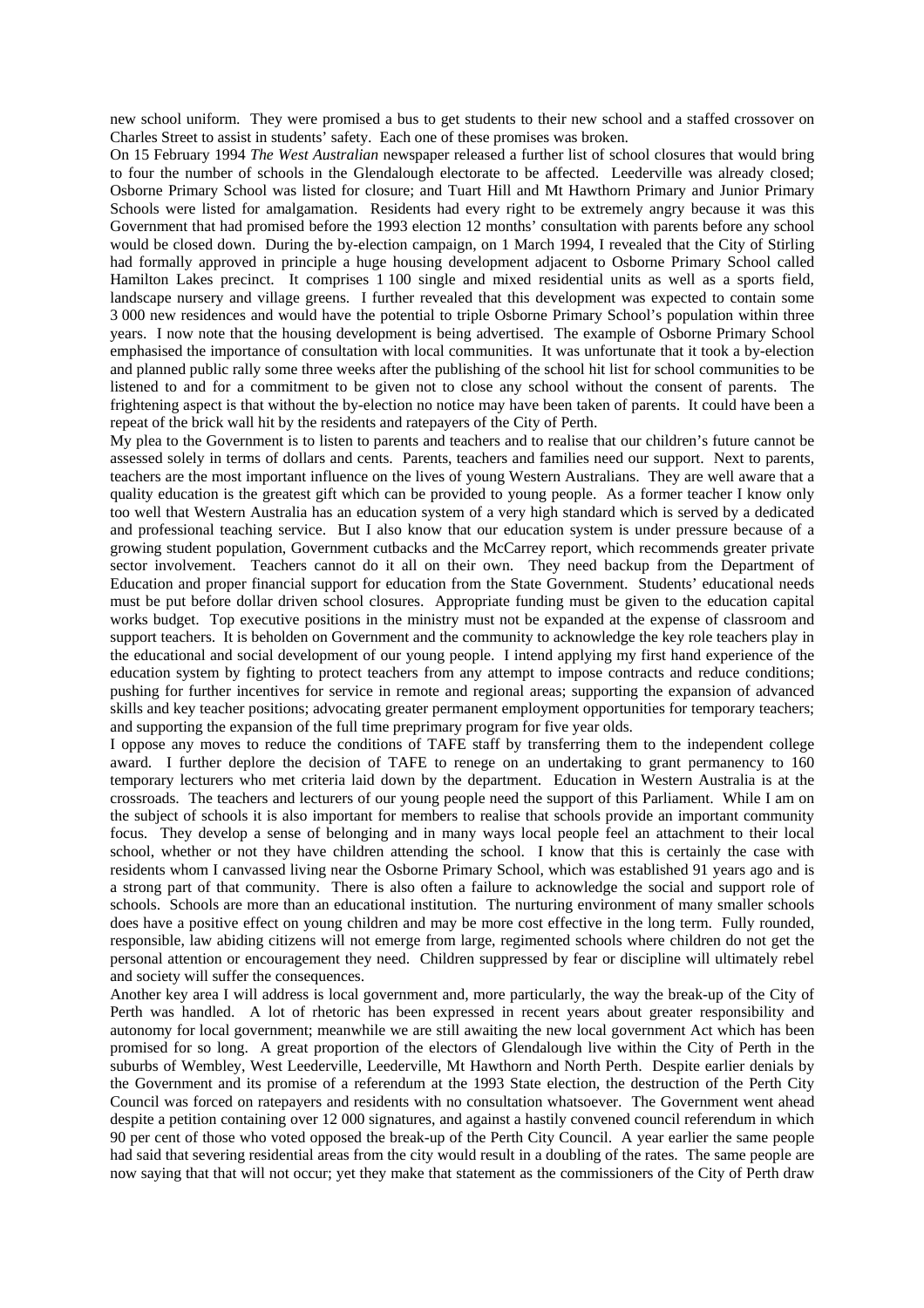new school uniform. They were promised a bus to get students to their new school and a staffed crossover on Charles Street to assist in students' safety. Each one of these promises was broken.

On 15 February 1994 *The West Australian* newspaper released a further list of school closures that would bring to four the number of schools in the Glendalough electorate to be affected. Leederville was already closed; Osborne Primary School was listed for closure; and Tuart Hill and Mt Hawthorn Primary and Junior Primary Schools were listed for amalgamation. Residents had every right to be extremely angry because it was this Government that had promised before the 1993 election 12 months' consultation with parents before any school would be closed down. During the by-election campaign, on 1 March 1994, I revealed that the City of Stirling had formally approved in principle a huge housing development adjacent to Osborne Primary School called Hamilton Lakes precinct. It comprises 1 100 single and mixed residential units as well as a sports field, landscape nursery and village greens. I further revealed that this development was expected to contain some 3 000 new residences and would have the potential to triple Osborne Primary School's population within three years. I now note that the housing development is being advertised. The example of Osborne Primary School emphasised the importance of consultation with local communities. It was unfortunate that it took a by-election and planned public rally some three weeks after the publishing of the school hit list for school communities to be listened to and for a commitment to be given not to close any school without the consent of parents. The frightening aspect is that without the by-election no notice may have been taken of parents. It could have been a repeat of the brick wall hit by the residents and ratepayers of the City of Perth.

My plea to the Government is to listen to parents and teachers and to realise that our children's future cannot be assessed solely in terms of dollars and cents. Parents, teachers and families need our support. Next to parents, teachers are the most important influence on the lives of young Western Australians. They are well aware that a quality education is the greatest gift which can be provided to young people. As a former teacher I know only too well that Western Australia has an education system of a very high standard which is served by a dedicated and professional teaching service. But I also know that our education system is under pressure because of a growing student population, Government cutbacks and the McCarrey report, which recommends greater private sector involvement. Teachers cannot do it all on their own. They need backup from the Department of Education and proper financial support for education from the State Government. Students' educational needs must be put before dollar driven school closures. Appropriate funding must be given to the education capital works budget. Top executive positions in the ministry must not be expanded at the expense of classroom and support teachers. It is beholden on Government and the community to acknowledge the key role teachers play in the educational and social development of our young people. I intend applying my first hand experience of the education system by fighting to protect teachers from any attempt to impose contracts and reduce conditions; pushing for further incentives for service in remote and regional areas; supporting the expansion of advanced skills and key teacher positions; advocating greater permanent employment opportunities for temporary teachers; and supporting the expansion of the full time preprimary program for five year olds.

I oppose any moves to reduce the conditions of TAFE staff by transferring them to the independent college award. I further deplore the decision of TAFE to renege on an undertaking to grant permanency to 160 temporary lecturers who met criteria laid down by the department. Education in Western Australia is at the crossroads. The teachers and lecturers of our young people need the support of this Parliament. While I am on the subject of schools it is also important for members to realise that schools provide an important community focus. They develop a sense of belonging and in many ways local people feel an attachment to their local school, whether or not they have children attending the school. I know that this is certainly the case with residents whom I canvassed living near the Osborne Primary School, which was established 91 years ago and is a strong part of that community. There is also often a failure to acknowledge the social and support role of schools. Schools are more than an educational institution. The nurturing environment of many smaller schools does have a positive effect on young children and may be more cost effective in the long term. Fully rounded, responsible, law abiding citizens will not emerge from large, regimented schools where children do not get the personal attention or encouragement they need. Children suppressed by fear or discipline will ultimately rebel and society will suffer the consequences.

Another key area I will address is local government and, more particularly, the way the break-up of the City of Perth was handled. A lot of rhetoric has been expressed in recent years about greater responsibility and autonomy for local government; meanwhile we are still awaiting the new local government Act which has been promised for so long. A great proportion of the electors of Glendalough live within the City of Perth in the suburbs of Wembley, West Leederville, Leederville, Mt Hawthorn and North Perth. Despite earlier denials by the Government and its promise of a referendum at the 1993 State election, the destruction of the Perth City Council was forced on ratepayers and residents with no consultation whatsoever. The Government went ahead despite a petition containing over 12 000 signatures, and against a hastily convened council referendum in which 90 per cent of those who voted opposed the break-up of the Perth City Council. A year earlier the same people had said that severing residential areas from the city would result in a doubling of the rates. The same people are now saying that that will not occur; yet they make that statement as the commissioners of the City of Perth draw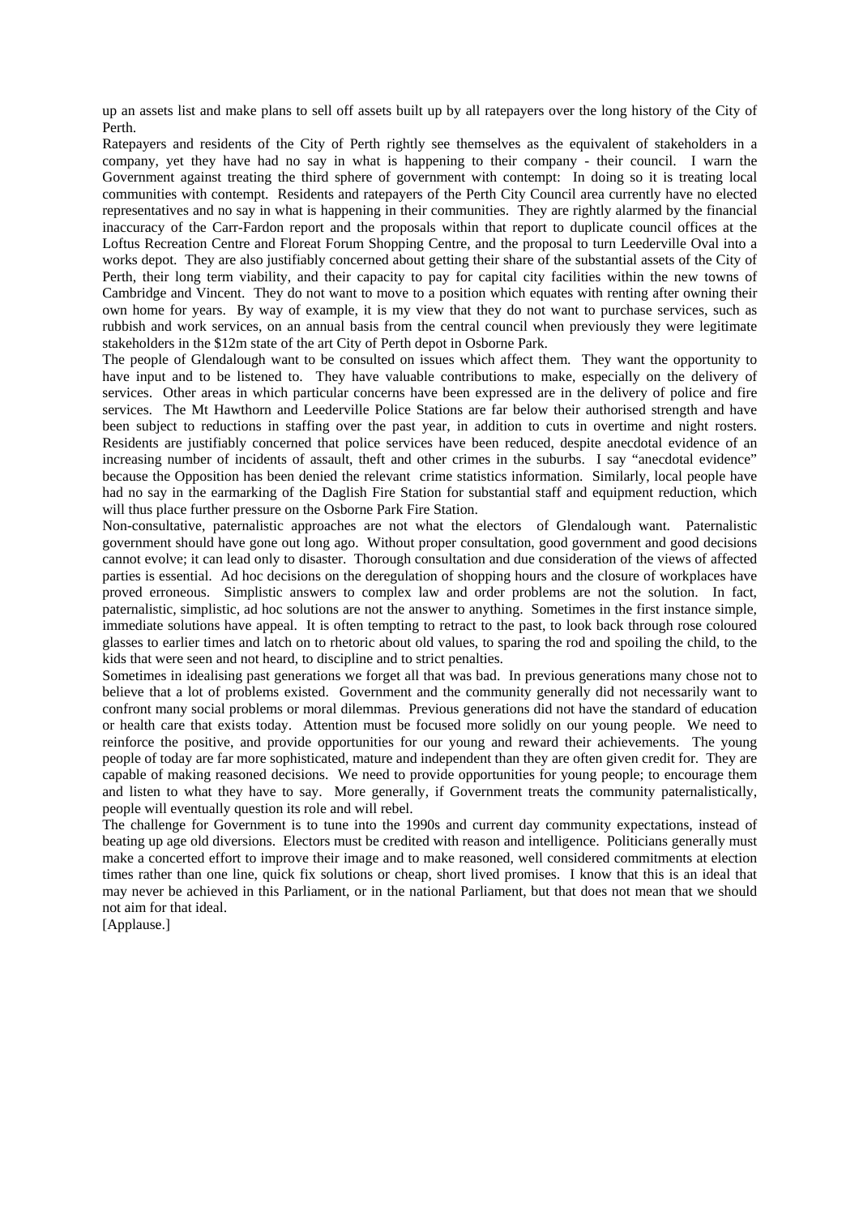up an assets list and make plans to sell off assets built up by all ratepayers over the long history of the City of Perth.

Ratepayers and residents of the City of Perth rightly see themselves as the equivalent of stakeholders in a company, yet they have had no say in what is happening to their company - their council. I warn the Government against treating the third sphere of government with contempt: In doing so it is treating local communities with contempt. Residents and ratepayers of the Perth City Council area currently have no elected representatives and no say in what is happening in their communities. They are rightly alarmed by the financial inaccuracy of the Carr-Fardon report and the proposals within that report to duplicate council offices at the Loftus Recreation Centre and Floreat Forum Shopping Centre, and the proposal to turn Leederville Oval into a works depot. They are also justifiably concerned about getting their share of the substantial assets of the City of Perth, their long term viability, and their capacity to pay for capital city facilities within the new towns of Cambridge and Vincent. They do not want to move to a position which equates with renting after owning their own home for years. By way of example, it is my view that they do not want to purchase services, such as rubbish and work services, on an annual basis from the central council when previously they were legitimate stakeholders in the $12m state of the art City of Perth depot in Osborne Park.

The people of Glendalough want to be consulted on issues which affect them. They want the opportunity to have input and to be listened to. They have valuable contributions to make, especially on the delivery of services. Other areas in which particular concerns have been expressed are in the delivery of police and fire services. The Mt Hawthorn and Leederville Police Stations are far below their authorised strength and have been subject to reductions in staffing over the past year, in addition to cuts in overtime and night rosters. Residents are justifiably concerned that police services have been reduced, despite anecdotal evidence of an increasing number of incidents of assault, theft and other crimes in the suburbs. I say "anecdotal evidence" because the Opposition has been denied the relevant crime statistics information. Similarly, local people have had no say in the earmarking of the Daglish Fire Station for substantial staff and equipment reduction, which will thus place further pressure on the Osborne Park Fire Station.

Non-consultative, paternalistic approaches are not what the electors of Glendalough want. Paternalistic government should have gone out long ago. Without proper consultation, good government and good decisions cannot evolve; it can lead only to disaster. Thorough consultation and due consideration of the views of affected parties is essential. Ad hoc decisions on the deregulation of shopping hours and the closure of workplaces have proved erroneous. Simplistic answers to complex law and order problems are not the solution. In fact, paternalistic, simplistic, ad hoc solutions are not the answer to anything. Sometimes in the first instance simple, immediate solutions have appeal. It is often tempting to retract to the past, to look back through rose coloured glasses to earlier times and latch on to rhetoric about old values, to sparing the rod and spoiling the child, to the kids that were seen and not heard, to discipline and to strict penalties.

Sometimes in idealising past generations we forget all that was bad. In previous generations many chose not to believe that a lot of problems existed. Government and the community generally did not necessarily want to confront many social problems or moral dilemmas. Previous generations did not have the standard of education or health care that exists today. Attention must be focused more solidly on our young people. We need to reinforce the positive, and provide opportunities for our young and reward their achievements. The young people of today are far more sophisticated, mature and independent than they are often given credit for. They are capable of making reasoned decisions. We need to provide opportunities for young people; to encourage them and listen to what they have to say. More generally, if Government treats the community paternalistically, people will eventually question its role and will rebel.

The challenge for Government is to tune into the 1990s and current day community expectations, instead of beating up age old diversions. Electors must be credited with reason and intelligence. Politicians generally must make a concerted effort to improve their image and to make reasoned, well considered commitments at election times rather than one line, quick fix solutions or cheap, short lived promises. I know that this is an ideal that may never be achieved in this Parliament, or in the national Parliament, but that does not mean that we should not aim for that ideal.

[Applause.]